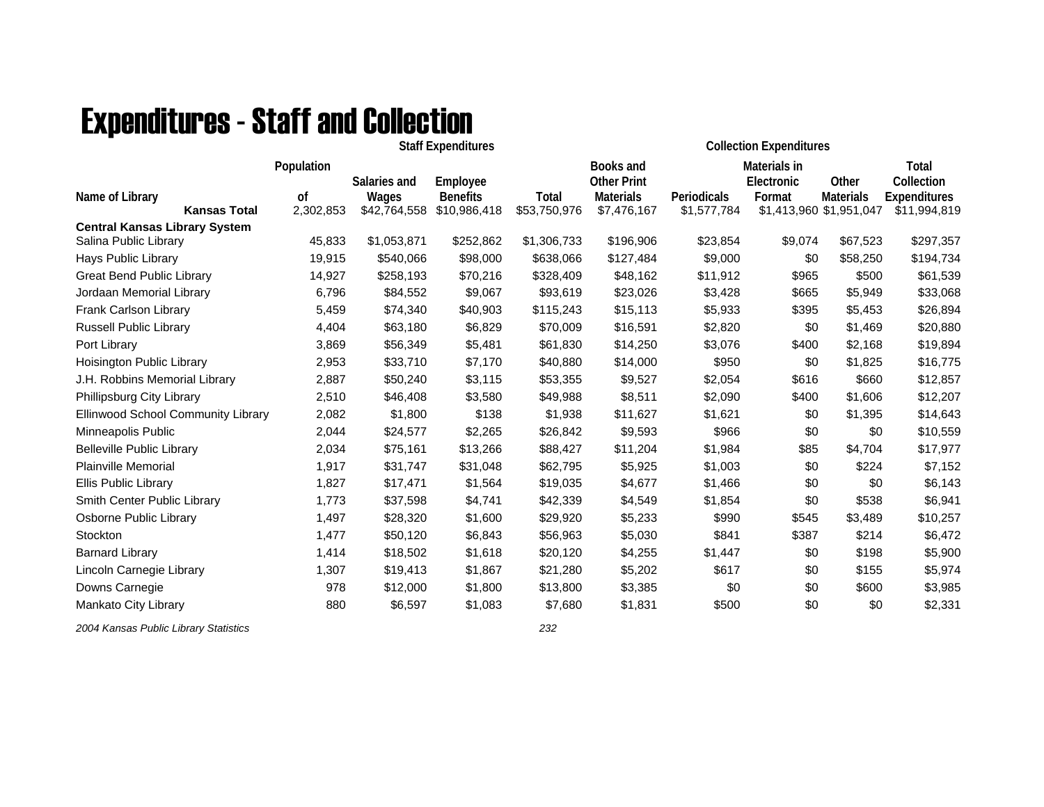# Expenditures - Staff and Collection

| Name of Library | Population of | Staff Expenditures: Salaries and Wages | Staff Expenditures: Employee Benefits | Staff Expenditures: Total | Collection Expenditures: Books and Other Print Materials | Collection Expenditures: Periodicals | Collection Expenditures: Materials in Electronic Format | Collection Expenditures: Other Materials | Total Collection Expenditures |
|---|---|---|---|---|---|---|---|---|---|
| **Kansas Total** | 2,302,853 | $42,764,558 | $10,986,418 | $53,750,976 | $7,476,167 | $1,577,784 | $1,413,960 | $1,951,047 | $11,994,819 |
| **Central Kansas Library System** | | | | | | | | | |
| Salina Public Library | 45,833 | $1,053,871 | $252,862 | $1,306,733 | $196,906 | $23,854 | $9,074 | $67,523 | $297,357 |
| Hays Public Library | 19,915 | $540,066 | $98,000 | $638,066 | $127,484 | $9,000 | $0 | $58,250 | $194,734 |
| Great Bend Public Library | 14,927 | $258,193 | $70,216 | $328,409 | $48,162 | $11,912 | $965 | $500 | $61,539 |
| Jordaan Memorial Library | 6,796 | $84,552 | $9,067 | $93,619 | $23,026 | $3,428 | $665 | $5,949 | $33,068 |
| Frank Carlson Library | 5,459 | $74,340 | $40,903 | $115,243 | $15,113 | $5,933 | $395 | $5,453 | $26,894 |
| Russell Public Library | 4,404 | $63,180 | $6,829 | $70,009 | $16,591 | $2,820 | $0 | $1,469 | $20,880 |
| Port Library | 3,869 | $56,349 | $5,481 | $61,830 | $14,250 | $3,076 | $400 | $2,168 | $19,894 |
| Hoisington Public Library | 2,953 | $33,710 | $7,170 | $40,880 | $14,000 | $950 | $0 | $1,825 | $16,775 |
| J.H. Robbins Memorial Library | 2,887 | $50,240 | $3,115 | $53,355 | $9,527 | $2,054 | $616 | $660 | $12,857 |
| Phillipsburg City Library | 2,510 | $46,408 | $3,580 | $49,988 | $8,511 | $2,090 | $400 | $1,606 | $12,207 |
| Ellinwood School Community Library | 2,082 | $1,800 | $138 | $1,938 | $11,627 | $1,621 | $0 | $1,395 | $14,643 |
| Minneapolis Public | 2,044 | $24,577 | $2,265 | $26,842 | $9,593 | $966 | $0 | $0 | $10,559 |
| Belleville Public Library | 2,034 | $75,161 | $13,266 | $88,427 | $11,204 | $1,984 | $85 | $4,704 | $17,977 |
| Plainville Memorial | 1,917 | $31,747 | $31,048 | $62,795 | $5,925 | $1,003 | $0 | $224 | $7,152 |
| Ellis Public Library | 1,827 | $17,471 | $1,564 | $19,035 | $4,677 | $1,466 | $0 | $0 | $6,143 |
| Smith Center Public Library | 1,773 | $37,598 | $4,741 | $42,339 | $4,549 | $1,854 | $0 | $538 | $6,941 |
| Osborne Public Library | 1,497 | $28,320 | $1,600 | $29,920 | $5,233 | $990 | $545 | $3,489 | $10,257 |
| Stockton | 1,477 | $50,120 | $6,843 | $56,963 | $5,030 | $841 | $387 | $214 | $6,472 |
| Barnard Library | 1,414 | $18,502 | $1,618 | $20,120 | $4,255 | $1,447 | $0 | $198 | $5,900 |
| Lincoln Carnegie Library | 1,307 | $19,413 | $1,867 | $21,280 | $5,202 | $617 | $0 | $155 | $5,974 |
| Downs Carnegie | 978 | $12,000 | $1,800 | $13,800 | $3,385 | $0 | $0 | $600 | $3,985 |
| Mankato City Library | 880 | $6,597 | $1,083 | $7,680 | $1,831 | $500 | $0 | $0 | $2,331 |

*2004 Kansas Public Library Statistics*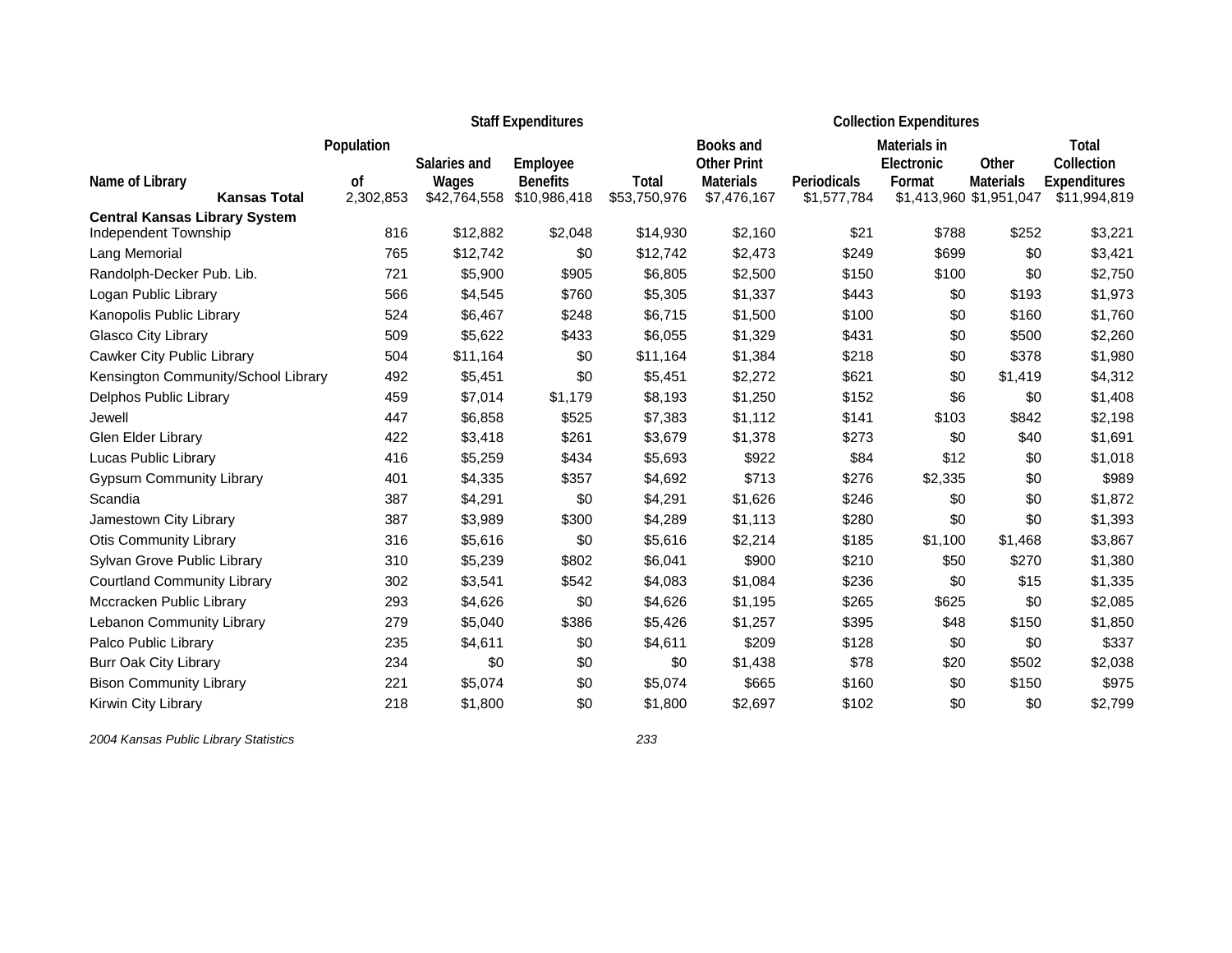| Name of Library | Population of | Staff Expenditures | | | Collection Expenditures | | | | |
|---|---|---|---|---|---|---|---|---|---|
| | | Salaries and Wages | Employee Benefits | Total | Books and Other Print Materials | Periodicals | Materials in Electronic Format | Other Materials | Total Collection Expenditures |
| **Kansas Total** | 2,302,853 | $42,764,558 | $10,986,418 | $53,750,976 | $7,476,167 | $1,577,784 | $1,413,960 | $1,951,047 | $11,994,819 |
| **Central Kansas Library System** | | | | | | | | | |
| Independent Township | 816 | $12,882 | $2,048 | $14,930 | $2,160 | $21 | $788 | $252 | $3,221 |
| Lang Memorial | 765 | $12,742 | $0 | $12,742 | $2,473 | $249 | $699 | $0 | $3,421 |
| Randolph-Decker Pub. Lib. | 721 | $5,900 | $905 | $6,805 | $2,500 | $150 | $100 | $0 | $2,750 |
| Logan Public Library | 566 | $4,545 | $760 | $5,305 | $1,337 | $443 | $0 | $193 | $1,973 |
| Kanopolis Public Library | 524 | $6,467 | $248 | $6,715 | $1,500 | $100 | $0 | $160 | $1,760 |
| Glasco City Library | 509 | $5,622 | $433 | $6,055 | $1,329 | $431 | $0 | $500 | $2,260 |
| Cawker City Public Library | 504 | $11,164 | $0 | $11,164 | $1,384 | $218 | $0 | $378 | $1,980 |
| Kensington Community/School Library | 492 | $5,451 | $0 | $5,451 | $2,272 | $621 | $0 | $1,419 | $4,312 |
| Delphos Public Library | 459 | $7,014 | $1,179 | $8,193 | $1,250 | $152 | $6 | $0 | $1,408 |
| Jewell | 447 | $6,858 | $525 | $7,383 | $1,112 | $141 | $103 | $842 | $2,198 |
| Glen Elder Library | 422 | $3,418 | $261 | $3,679 | $1,378 | $273 | $0 | $40 | $1,691 |
| Lucas Public Library | 416 | $5,259 | $434 | $5,693 | $922 | $84 | $12 | $0 | $1,018 |
| Gypsum Community Library | 401 | $4,335 | $357 | $4,692 | $713 | $276 | $2,335 | $0 | $989 |
| Scandia | 387 | $4,291 | $0 | $4,291 | $1,626 | $246 | $0 | $0 | $1,872 |
| Jamestown City Library | 387 | $3,989 | $300 | $4,289 | $1,113 | $280 | $0 | $0 | $1,393 |
| Otis Community Library | 316 | $5,616 | $0 | $5,616 | $2,214 | $185 | $1,100 | $1,468 | $3,867 |
| Sylvan Grove Public Library | 310 | $5,239 | $802 | $6,041 | $900 | $210 | $50 | $270 | $1,380 |
| Courtland Community Library | 302 | $3,541 | $542 | $4,083 | $1,084 | $236 | $0 | $15 | $1,335 |
| Mccracken Public Library | 293 | $4,626 | $0 | $4,626 | $1,195 | $265 | $625 | $0 | $2,085 |
| Lebanon Community Library | 279 | $5,040 | $386 | $5,426 | $1,257 | $395 | $48 | $150 | $1,850 |
| Palco Public Library | 235 | $4,611 | $0 | $4,611 | $209 | $128 | $0 | $0 | $337 |
| Burr Oak City Library | 234 | $0 | $0 | $0 | $1,438 | $78 | $20 | $502 | $2,038 |
| Bison Community Library | 221 | $5,074 | $0 | $5,074 | $665 | $160 | $0 | $150 | $975 |
| Kirwin City Library | 218 | $1,800 | $0 | $1,800 | $2,697 | $102 | $0 | $0 | $2,799 |

*2004 Kansas Public Library Statistics*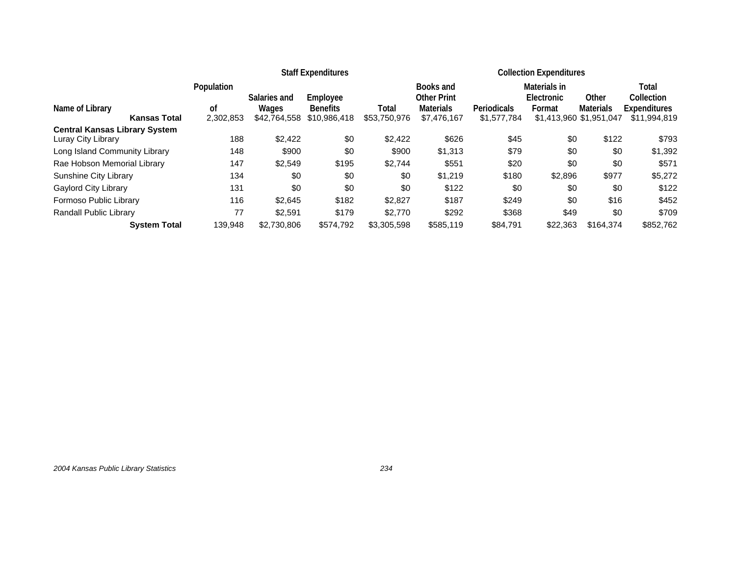| Name of Library | Population of | Staff Expenditures | | | Collection Expenditures | | | | |
|---|---|---|---|---|---|---|---|---|---|
| | | Salaries and Wages | Employee Benefits | Total | Books and Other Print Materials | Periodicals | Materials in Electronic Format | Other Materials | Total Collection Expenditures |
| **Kansas Total** | 2,302,853 | $42,764,558 | $10,986,418 | $53,750,976 | $7,476,167 | $1,577,784 | $1,413,960 | $1,951,047 | $11,994,819 |
| **Central Kansas Library System** | | | | | | | | | |
| Luray City Library | 188 | $2,422 | $0 | $2,422 | $626 | $45 | $0 | $122 | $793 |
| Long Island Community Library | 148 | $900 | $0 | $900 | $1,313 | $79 | $0 | $0 | $1,392 |
| Rae Hobson Memorial Library | 147 | $2,549 | $195 | $2,744 | $551 | $20 | $0 | $0 | $571 |
| Sunshine City Library | 134 | $0 | $0 | $0 | $1,219 | $180 | $2,896 | $977 | $5,272 |
| Gaylord City Library | 131 | $0 | $0 | $0 | $122 | $0 | $0 | $0 | $122 |
| Formoso Public Library | 116 | $2,645 | $182 | $2,827 | $187 | $249 | $0 | $16 | $452 |
| Randall Public Library | 77 | $2,591 | $179 | $2,770 | $292 | $368 | $49 | $0 | $709 |
| **System Total** | 139,948 | $2,730,806 | $574,792 | $3,305,598 | $585,119 | $84,791 | $22,363 | $164,374 | $852,762 |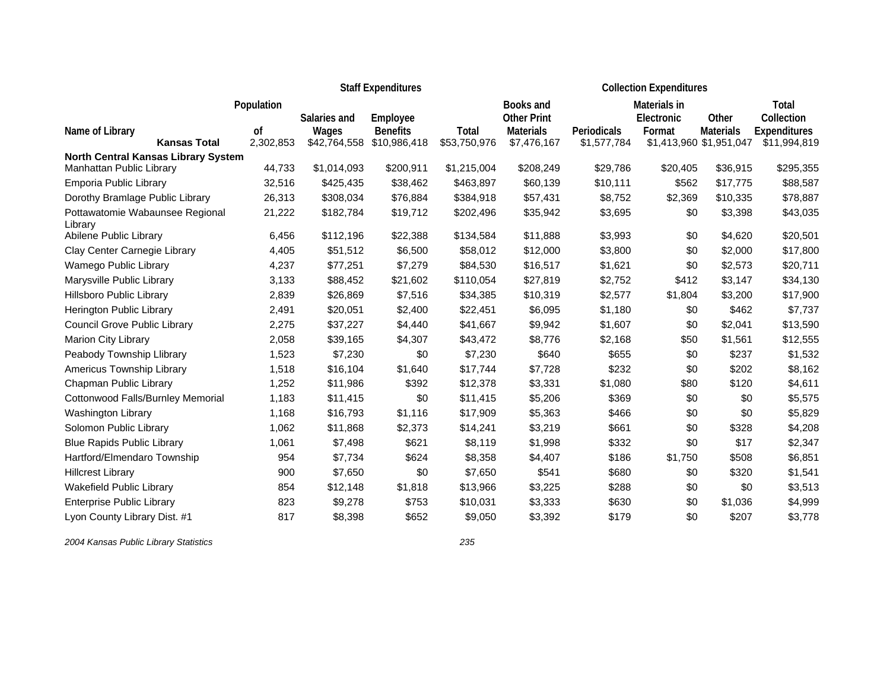| Name of Library | Population of | Staff Expenditures | | | Collection Expenditures | | | | |
|---|---|---|---|---|---|---|---|---|---|
| | | Salaries and Wages | Employee Benefits | Total | Books and Other Print Materials | Periodicals | Materials in Electronic Format | Other Materials | Total Collection Expenditures |
| **Kansas Total** | 2,302,853 | $42,764,558 | $10,986,418 | $53,750,976 | $7,476,167 | $1,577,784 | $1,413,960 | $1,951,047 | $11,994,819 |
| **North Central Kansas Library System** | | | | | | | | | |
| Manhattan Public Library | 44,733 | $1,014,093 | $200,911 | $1,215,004 | $208,249 | $29,786 | $20,405 | $36,915 | $295,355 |
| Emporia Public Library | 32,516 | $425,435 | $38,462 | $463,897 | $60,139 | $10,111 | $562 | $17,775 | $88,587 |
| Dorothy Bramlage Public Library | 26,313 | $308,034 | $76,884 | $384,918 | $57,431 | $8,752 | $2,369 | $10,335 | $78,887 |
| Pottawatomie Wabaunsee Regional Library | 21,222 | $182,784 | $19,712 | $202,496 | $35,942 | $3,695 | $0 | $3,398 | $43,035 |
| Abilene Public Library | 6,456 | $112,196 | $22,388 | $134,584 | $11,888 | $3,993 | $0 | $4,620 | $20,501 |
| Clay Center Carnegie Library | 4,405 | $51,512 | $6,500 | $58,012 | $12,000 | $3,800 | $0 | $2,000 | $17,800 |
| Wamego Public Library | 4,237 | $77,251 | $7,279 | $84,530 | $16,517 | $1,621 | $0 | $2,573 | $20,711 |
| Marysville Public Library | 3,133 | $88,452 | $21,602 | $110,054 | $27,819 | $2,752 | $412 | $3,147 | $34,130 |
| Hillsboro Public Library | 2,839 | $26,869 | $7,516 | $34,385 | $10,319 | $2,577 | $1,804 | $3,200 | $17,900 |
| Herington Public Library | 2,491 | $20,051 | $2,400 | $22,451 | $6,095 | $1,180 | $0 | $462 | $7,737 |
| Council Grove Public Library | 2,275 | $37,227 | $4,440 | $41,667 | $9,942 | $1,607 | $0 | $2,041 | $13,590 |
| Marion City Library | 2,058 | $39,165 | $4,307 | $43,472 | $8,776 | $2,168 | $50 | $1,561 | $12,555 |
| Peabody Township Llibrary | 1,523 | $7,230 | $0 | $7,230 | $640 | $655 | $0 | $237 | $1,532 |
| Americus Township Library | 1,518 | $16,104 | $1,640 | $17,744 | $7,728 | $232 | $0 | $202 | $8,162 |
| Chapman Public Library | 1,252 | $11,986 | $392 | $12,378 | $3,331 | $1,080 | $80 | $120 | $4,611 |
| Cottonwood Falls/Burnley Memorial | 1,183 | $11,415 | $0 | $11,415 | $5,206 | $369 | $0 | $0 | $5,575 |
| Washington Library | 1,168 | $16,793 | $1,116 | $17,909 | $5,363 | $466 | $0 | $0 | $5,829 |
| Solomon Public Library | 1,062 | $11,868 | $2,373 | $14,241 | $3,219 | $661 | $0 | $328 | $4,208 |
| Blue Rapids Public Library | 1,061 | $7,498 | $621 | $8,119 | $1,998 | $332 | $0 | $17 | $2,347 |
| Hartford/Elmendaro Township | 954 | $7,734 | $624 | $8,358 | $4,407 | $186 | $1,750 | $508 | $6,851 |
| Hillcrest Library | 900 | $7,650 | $0 | $7,650 | $541 | $680 | $0 | $320 | $1,541 |
| Wakefield Public Library | 854 | $12,148 | $1,818 | $13,966 | $3,225 | $288 | $0 | $0 | $3,513 |
| Enterprise Public Library | 823 | $9,278 | $753 | $10,031 | $3,333 | $630 | $0 | $1,036 | $4,999 |
| Lyon County Library Dist. #1 | 817 | $8,398 | $652 | $9,050 | $3,392 | $179 | $0 | $207 | $3,778 |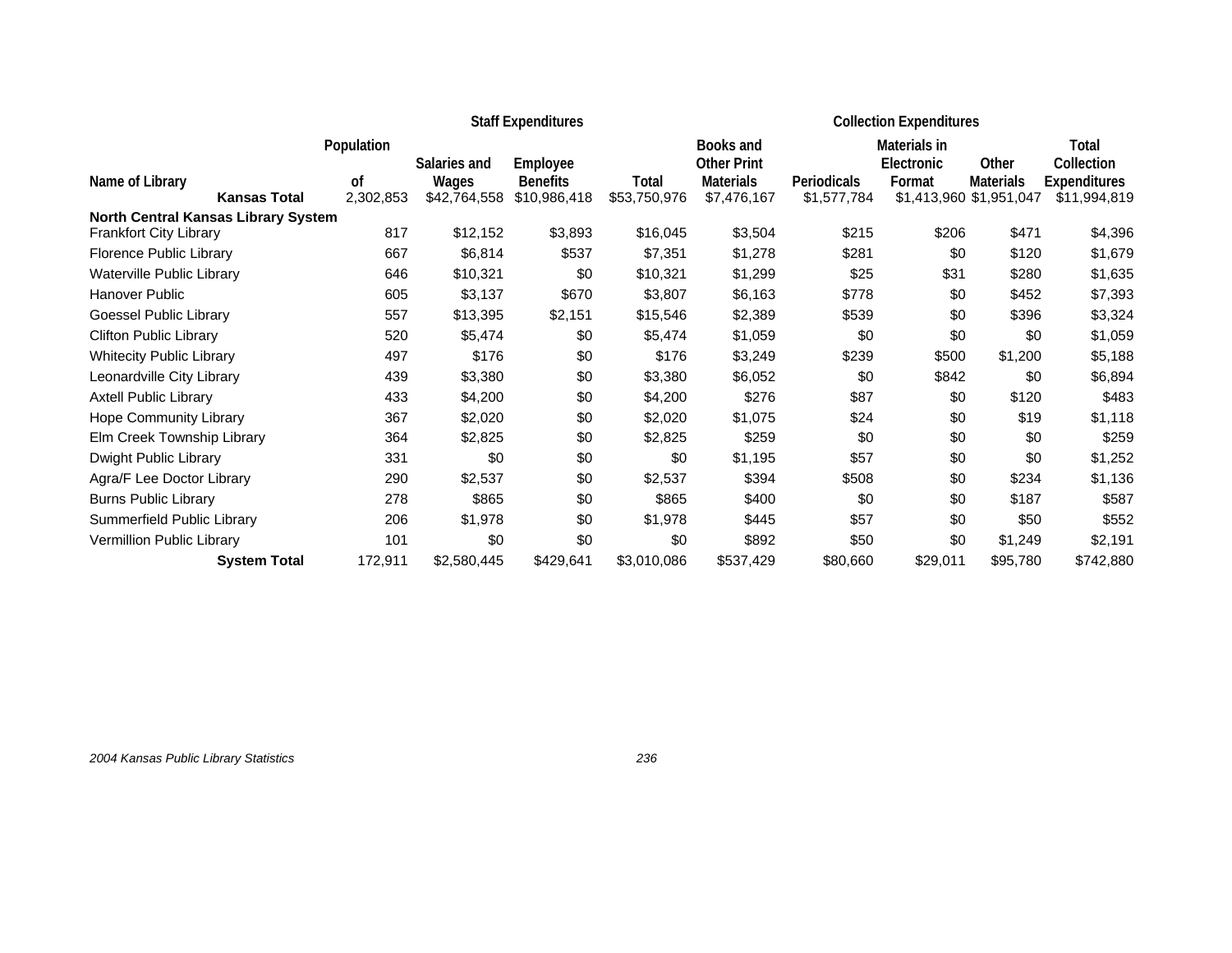| Name of Library | Population of | Staff Expenditures | | | Collection Expenditures | | | | |
|---|---|---|---|---|---|---|---|---|---|
| | | Salaries and Wages | Employee Benefits | Total | Books and Other Print Materials | Periodicals | Materials in Electronic Format | Other Materials | Total Collection Expenditures |
| **Kansas Total** | 2,302,853 | $42,764,558 | $10,986,418 | $53,750,976 | $7,476,167 | $1,577,784 | $1,413,960 | $1,951,047 | $11,994,819 |
| **North Central Kansas Library System** | | | | | | | | | |
| Frankfort City Library | 817 | $12,152 | $3,893 | $16,045 | $3,504 | $215 | $206 | $471 | $4,396 |
| Florence Public Library | 667 | $6,814 | $537 | $7,351 | $1,278 | $281 | $0 | $120 | $1,679 |
| Waterville Public Library | 646 | $10,321 | $0 | $10,321 | $1,299 | $25 | $31 | $280 | $1,635 |
| Hanover Public | 605 | $3,137 | $670 | $3,807 | $6,163 | $778 | $0 | $452 | $7,393 |
| Goessel Public Library | 557 | $13,395 | $2,151 | $15,546 | $2,389 | $539 | $0 | $396 | $3,324 |
| Clifton Public Library | 520 | $5,474 | $0 | $5,474 | $1,059 | $0 | $0 | $0 | $1,059 |
| Whitecity Public Library | 497 | $176 | $0 | $176 | $3,249 | $239 | $500 | $1,200 | $5,188 |
| Leonardville City Library | 439 | $3,380 | $0 | $3,380 | $6,052 | $0 | $842 | $0 | $6,894 |
| Axtell Public Library | 433 | $4,200 | $0 | $4,200 | $276 | $87 | $0 | $120 | $483 |
| Hope Community Library | 367 | $2,020 | $0 | $2,020 | $1,075 | $24 | $0 | $19 | $1,118 |
| Elm Creek Township Library | 364 | $2,825 | $0 | $2,825 | $259 | $0 | $0 | $0 | $259 |
| Dwight Public Library | 331 | $0 | $0 | $0 | $1,195 | $57 | $0 | $0 | $1,252 |
| Agra/F Lee Doctor Library | 290 | $2,537 | $0 | $2,537 | $394 | $508 | $0 | $234 | $1,136 |
| Burns Public Library | 278 | $865 | $0 | $865 | $400 | $0 | $0 | $187 | $587 |
| Summerfield Public Library | 206 | $1,978 | $0 | $1,978 | $445 | $57 | $0 | $50 | $552 |
| Vermillion Public Library | 101 | $0 | $0 | $0 | $892 | $50 | $0 | $1,249 | $2,191 |
| **System Total** | 172,911 | $2,580,445 | $429,641 | $3,010,086 | $537,429 | $80,660 | $29,011 | $95,780 | $742,880 |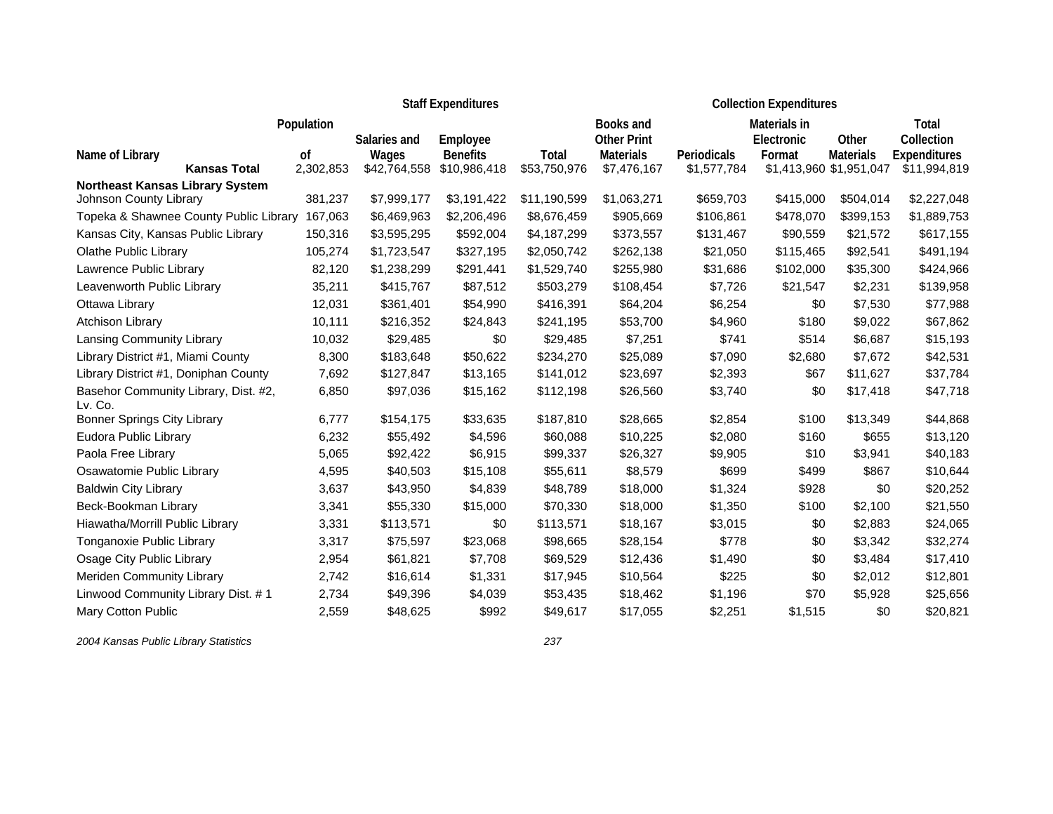| Name of Library | Population of | Staff Expenditures | | | Collection Expenditures | | | | |
|---|---|---|---|---|---|---|---|---|---|
| | | Salaries and Wages | Employee Benefits | Total | Books and Other Print Materials | Periodicals | Materials in Electronic Format | Other Materials | Total Collection Expenditures |
| **Kansas Total** | 2,302,853 | $42,764,558 | $10,986,418 | $53,750,976 | $7,476,167 | $1,577,784 | $1,413,960 | $1,951,047 | $11,994,819 |
| **Northeast Kansas Library System** | | | | | | | | | |
| Johnson County Library | 381,237 | $7,999,177 | $3,191,422 | $11,190,599 | $1,063,271 | $659,703 | $415,000 | $504,014 | $2,227,048 |
| Topeka & Shawnee County Public Library | 167,063 | $6,469,963 | $2,206,496 | $8,676,459 | $905,669 | $106,861 | $478,070 | $399,153 | $1,889,753 |
| Kansas City, Kansas Public Library | 150,316 | $3,595,295 | $592,004 | $4,187,299 | $373,557 | $131,467 | $90,559 | $21,572 | $617,155 |
| Olathe Public Library | 105,274 | $1,723,547 | $327,195 | $2,050,742 | $262,138 | $21,050 | $115,465 | $92,541 | $491,194 |
| Lawrence Public Library | 82,120 | $1,238,299 | $291,441 | $1,529,740 | $255,980 | $31,686 | $102,000 | $35,300 | $424,966 |
| Leavenworth Public Library | 35,211 | $415,767 | $87,512 | $503,279 | $108,454 | $7,726 | $21,547 | $2,231 | $139,958 |
| Ottawa Library | 12,031 | $361,401 | $54,990 | $416,391 | $64,204 | $6,254 | $0 | $7,530 | $77,988 |
| Atchison Library | 10,111 | $216,352 | $24,843 | $241,195 | $53,700 | $4,960 | $180 | $9,022 | $67,862 |
| Lansing Community Library | 10,032 | $29,485 | $0 | $29,485 | $7,251 | $741 | $514 | $6,687 | $15,193 |
| Library District #1, Miami County | 8,300 | $183,648 | $50,622 | $234,270 | $25,089 | $7,090 | $2,680 | $7,672 | $42,531 |
| Library District #1, Doniphan County | 7,692 | $127,847 | $13,165 | $141,012 | $23,697 | $2,393 | $67 | $11,627 | $37,784 |
| Basehor Community Library, Dist. #2, Lv. Co. | 6,850 | $97,036 | $15,162 | $112,198 | $26,560 | $3,740 | $0 | $17,418 | $47,718 |
| Bonner Springs City Library | 6,777 | $154,175 | $33,635 | $187,810 | $28,665 | $2,854 | $100 | $13,349 | $44,868 |
| Eudora Public Library | 6,232 | $55,492 | $4,596 | $60,088 | $10,225 | $2,080 | $160 | $655 | $13,120 |
| Paola Free Library | 5,065 | $92,422 | $6,915 | $99,337 | $26,327 | $9,905 | $10 | $3,941 | $40,183 |
| Osawatomie Public Library | 4,595 | $40,503 | $15,108 | $55,611 | $8,579 | $699 | $499 | $867 | $10,644 |
| Baldwin City Library | 3,637 | $43,950 | $4,839 | $48,789 | $18,000 | $1,324 | $928 | $0 | $20,252 |
| Beck-Bookman Library | 3,341 | $55,330 | $15,000 | $70,330 | $18,000 | $1,350 | $100 | $2,100 | $21,550 |
| Hiawatha/Morrill Public Library | 3,331 | $113,571 | $0 | $113,571 | $18,167 | $3,015 | $0 | $2,883 | $24,065 |
| Tonganoxie Public Library | 3,317 | $75,597 | $23,068 | $98,665 | $28,154 | $778 | $0 | $3,342 | $32,274 |
| Osage City Public Library | 2,954 | $61,821 | $7,708 | $69,529 | $12,436 | $1,490 | $0 | $3,484 | $17,410 |
| Meriden Community Library | 2,742 | $16,614 | $1,331 | $17,945 | $10,564 | $225 | $0 | $2,012 | $12,801 |
| Linwood Community Library Dist. # 1 | 2,734 | $49,396 | $4,039 | $53,435 | $18,462 | $1,196 | $70 | $5,928 | $25,656 |
| Mary Cotton Public | 2,559 | $48,625 | $992 | $49,617 | $17,055 | $2,251 | $1,515 | $0 | $20,821 |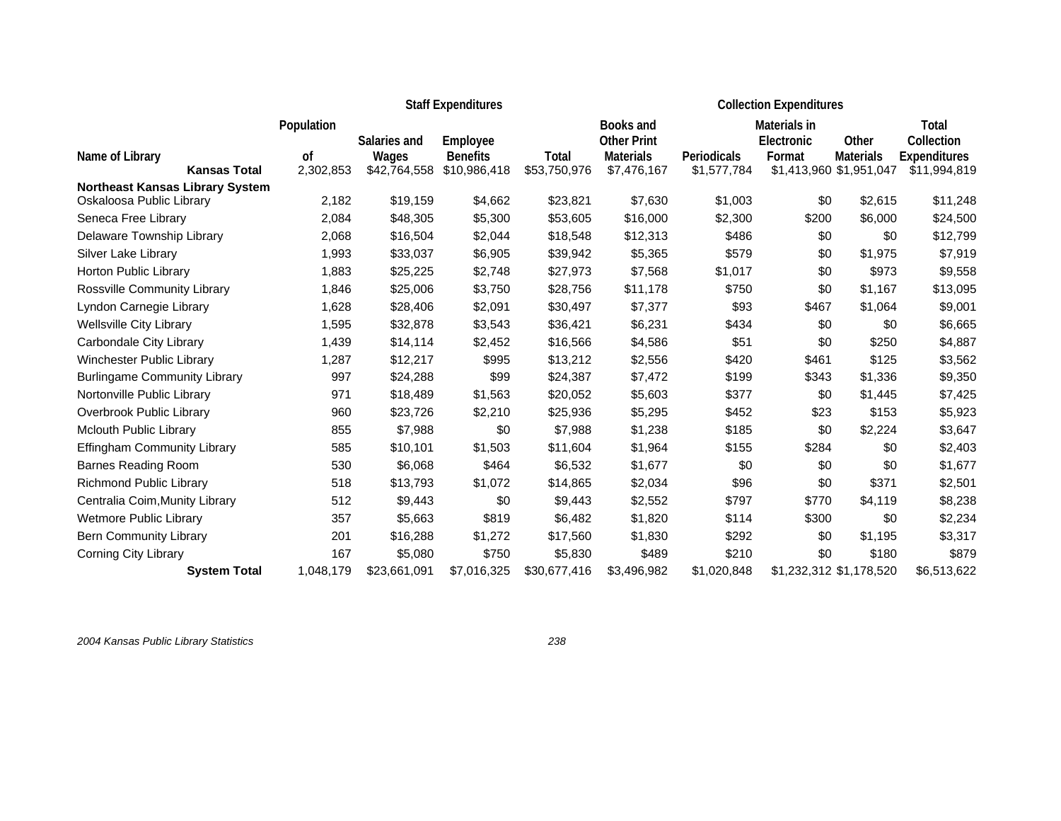| Name of Library | Population of | Staff Expenditures Salaries and Wages | Employee Benefits | Total | Collection Expenditures Books and Other Print Materials | Periodicals | Materials in Electronic Format | Other Materials | Total Collection Expenditures |
|---|---|---|---|---|---|---|---|---|---|
| **Kansas Total** | 2,302,853 | $42,764,558 | $10,986,418 | $53,750,976 | $7,476,167 | $1,577,784 | $1,413,960 | $1,951,047 | $11,994,819 |
| **Northeast Kansas Library System** | | | | | | | | | |
| Oskaloosa Public Library | 2,182 | $19,159 | $4,662 | $23,821 | $7,630 | $1,003 | $0 | $2,615 | $11,248 |
| Seneca Free Library | 2,084 | $48,305 | $5,300 | $53,605 | $16,000 | $2,300 | $200 | $6,000 | $24,500 |
| Delaware Township Library | 2,068 | $16,504 | $2,044 | $18,548 | $12,313 | $486 | $0 | $0 | $12,799 |
| Silver Lake Library | 1,993 | $33,037 | $6,905 | $39,942 | $5,365 | $579 | $0 | $1,975 | $7,919 |
| Horton Public Library | 1,883 | $25,225 | $2,748 | $27,973 | $7,568 | $1,017 | $0 | $973 | $9,558 |
| Rossville Community Library | 1,846 | $25,006 | $3,750 | $28,756 | $11,178 | $750 | $0 | $1,167 | $13,095 |
| Lyndon Carnegie Library | 1,628 | $28,406 | $2,091 | $30,497 | $7,377 | $93 | $467 | $1,064 | $9,001 |
| Wellsville City Library | 1,595 | $32,878 | $3,543 | $36,421 | $6,231 | $434 | $0 | $0 | $6,665 |
| Carbondale City Library | 1,439 | $14,114 | $2,452 | $16,566 | $4,586 | $51 | $0 | $250 | $4,887 |
| Winchester Public Library | 1,287 | $12,217 | $995 | $13,212 | $2,556 | $420 | $461 | $125 | $3,562 |
| Burlingame Community Library | 997 | $24,288 | $99 | $24,387 | $7,472 | $199 | $343 | $1,336 | $9,350 |
| Nortonville Public Library | 971 | $18,489 | $1,563 | $20,052 | $5,603 | $377 | $0 | $1,445 | $7,425 |
| Overbrook Public Library | 960 | $23,726 | $2,210 | $25,936 | $5,295 | $452 | $23 | $153 | $5,923 |
| Mclouth Public Library | 855 | $7,988 | $0 | $7,988 | $1,238 | $185 | $0 | $2,224 | $3,647 |
| Effingham Community Library | 585 | $10,101 | $1,503 | $11,604 | $1,964 | $155 | $284 | $0 | $2,403 |
| Barnes Reading Room | 530 | $6,068 | $464 | $6,532 | $1,677 | $0 | $0 | $0 | $1,677 |
| Richmond Public Library | 518 | $13,793 | $1,072 | $14,865 | $2,034 | $96 | $0 | $371 | $2,501 |
| Centralia Coim,Munity Library | 512 | $9,443 | $0 | $9,443 | $2,552 | $797 | $770 | $4,119 | $8,238 |
| Wetmore Public Library | 357 | $5,663 | $819 | $6,482 | $1,820 | $114 | $300 | $0 | $2,234 |
| Bern Community Library | 201 | $16,288 | $1,272 | $17,560 | $1,830 | $292 | $0 | $1,195 | $3,317 |
| Corning City Library | 167 | $5,080 | $750 | $5,830 | $489 | $210 | $0 | $180 | $879 |
| **System Total** | 1,048,179 | $23,661,091 | $7,016,325 | $30,677,416 | $3,496,982 | $1,020,848 | $1,232,312 | $1,178,520 | $6,513,622 |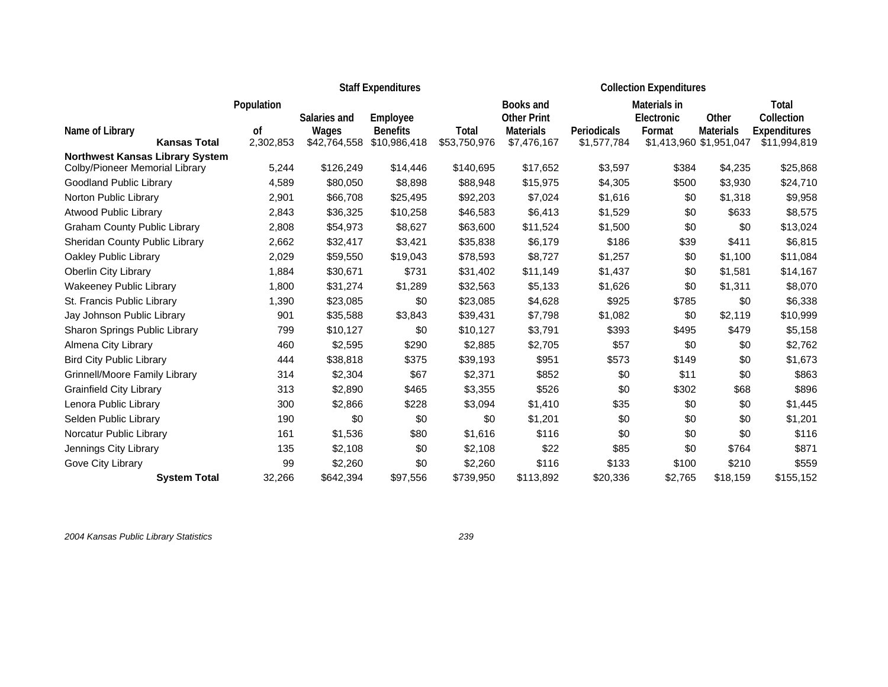| Name of Library | Population of | Staff Expenditures | | | Collection Expenditures | | | | |
|---|---|---|---|---|---|---|---|---|---|
| | | Salaries and Wages | Employee Benefits | Total | Books and Other Print Materials | Periodicals | Materials in Electronic Format | Other Materials | Total Collection Expenditures |
| **Kansas Total** | 2,302,853 | $42,764,558 | $10,986,418 | $53,750,976 | $7,476,167 | $1,577,784 | $1,413,960 | $1,951,047 | $11,994,819 |
| **Northwest Kansas Library System** | | | | | | | | | |
| Colby/Pioneer Memorial Library | 5,244 | $126,249 | $14,446 | $140,695 | $17,652 | $3,597 | $384 | $4,235 | $25,868 |
| Goodland Public Library | 4,589 | $80,050 | $8,898 | $88,948 | $15,975 | $4,305 | $500 | $3,930 | $24,710 |
| Norton Public Library | 2,901 | $66,708 | $25,495 | $92,203 | $7,024 | $1,616 | $0 | $1,318 | $9,958 |
| Atwood Public Library | 2,843 | $36,325 | $10,258 | $46,583 | $6,413 | $1,529 | $0 | $633 | $8,575 |
| Graham County Public Library | 2,808 | $54,973 | $8,627 | $63,600 | $11,524 | $1,500 | $0 | $0 | $13,024 |
| Sheridan County Public Library | 2,662 | $32,417 | $3,421 | $35,838 | $6,179 | $186 | $39 | $411 | $6,815 |
| Oakley Public Library | 2,029 | $59,550 | $19,043 | $78,593 | $8,727 | $1,257 | $0 | $1,100 | $11,084 |
| Oberlin City Library | 1,884 | $30,671 | $731 | $31,402 | $11,149 | $1,437 | $0 | $1,581 | $14,167 |
| Wakeeney Public Library | 1,800 | $31,274 | $1,289 | $32,563 | $5,133 | $1,626 | $0 | $1,311 | $8,070 |
| St. Francis Public Library | 1,390 | $23,085 | $0 | $23,085 | $4,628 | $925 | $785 | $0 | $6,338 |
| Jay Johnson Public Library | 901 | $35,588 | $3,843 | $39,431 | $7,798 | $1,082 | $0 | $2,119 | $10,999 |
| Sharon Springs Public Library | 799 | $10,127 | $0 | $10,127 | $3,791 | $393 | $495 | $479 | $5,158 |
| Almena City Library | 460 | $2,595 | $290 | $2,885 | $2,705 | $57 | $0 | $0 | $2,762 |
| Bird City Public Library | 444 | $38,818 | $375 | $39,193 | $951 | $573 | $149 | $0 | $1,673 |
| Grinnell/Moore Family Library | 314 | $2,304 | $67 | $2,371 | $852 | $0 | $11 | $0 | $863 |
| Grainfield City Library | 313 | $2,890 | $465 | $3,355 | $526 | $0 | $302 | $68 | $896 |
| Lenora Public Library | 300 | $2,866 | $228 | $3,094 | $1,410 | $35 | $0 | $0 | $1,445 |
| Selden Public Library | 190 | $0 | $0 | $0 | $1,201 | $0 | $0 | $0 | $1,201 |
| Norcatur Public Library | 161 | $1,536 | $80 | $1,616 | $116 | $0 | $0 | $0 | $116 |
| Jennings City Library | 135 | $2,108 | $0 | $2,108 | $22 | $85 | $0 | $764 | $871 |
| Gove City Library | 99 | $2,260 | $0 | $2,260 | $116 | $133 | $100 | $210 | $559 |
| **System Total** | 32,266 | $642,394 | $97,556 | $739,950 | $113,892 | $20,336 | $2,765 | $18,159 | $155,152 |

*2004 Kansas Public Library Statistics*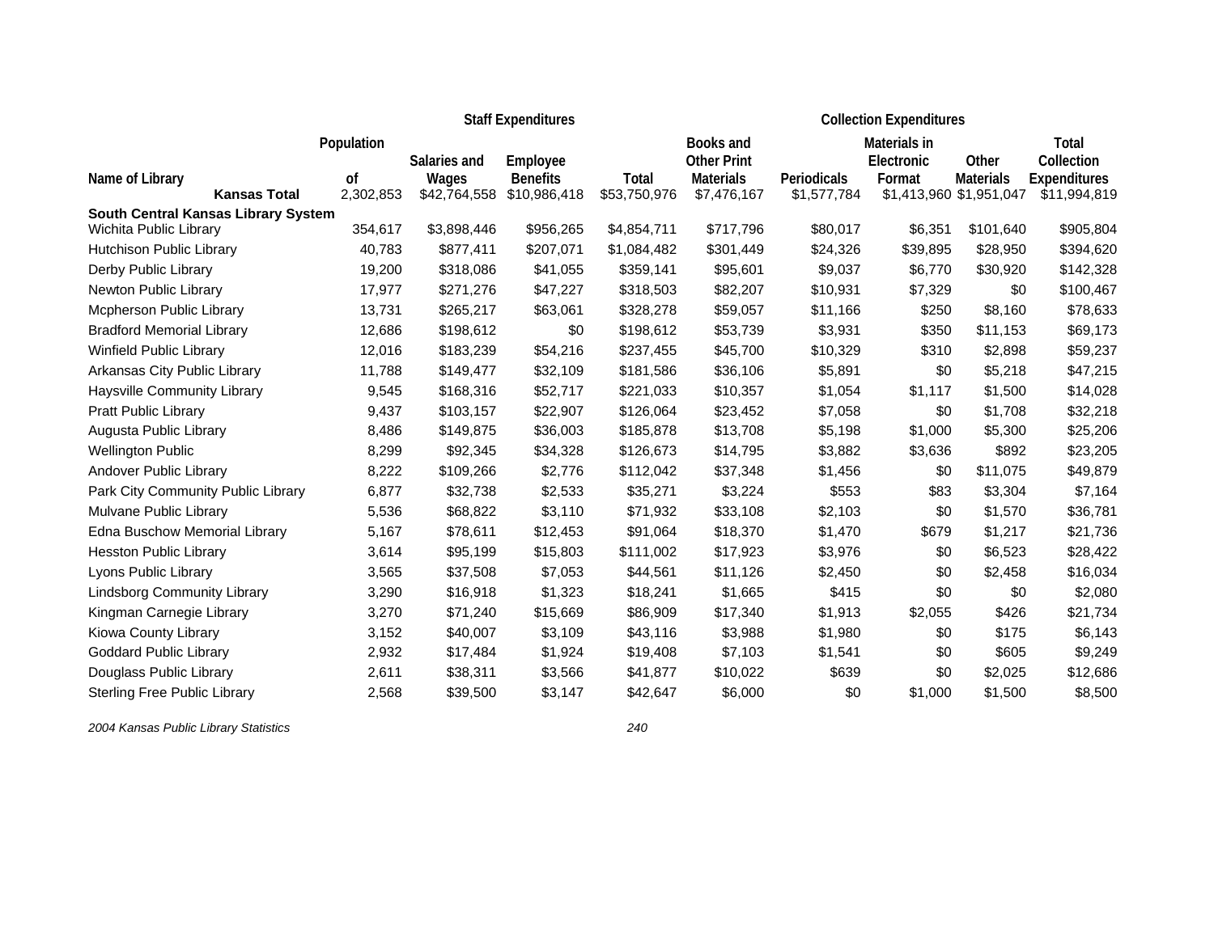| Name of Library | Population of | Staff Expenditures | | | Collection Expenditures | | | | |
|---|---|---|---|---|---|---|---|---|---|
| | | Salaries and Wages | Employee Benefits | Total | Books and Other Print Materials | Periodicals | Materials in Electronic Format | Other Materials | Total Collection Expenditures |
| **Kansas Total** | 2,302,853 | $42,764,558 | $10,986,418 | $53,750,976 | $7,476,167 | $1,577,784 | $1,413,960 | $1,951,047 | $11,994,819 |
| **South Central Kansas Library System** | | | | | | | | | |
| Wichita Public Library | 354,617 | $3,898,446 | $956,265 | $4,854,711 | $717,796 | $80,017 | $6,351 | $101,640 | $905,804 |
| Hutchison Public Library | 40,783 | $877,411 | $207,071 | $1,084,482 | $301,449 | $24,326 | $39,895 | $28,950 | $394,620 |
| Derby Public Library | 19,200 | $318,086 | $41,055 | $359,141 | $95,601 | $9,037 | $6,770 | $30,920 | $142,328 |
| Newton Public Library | 17,977 | $271,276 | $47,227 | $318,503 | $82,207 | $10,931 | $7,329 | $0 | $100,467 |
| Mcpherson Public Library | 13,731 | $265,217 | $63,061 | $328,278 | $59,057 | $11,166 | $250 | $8,160 | $78,633 |
| Bradford Memorial Library | 12,686 | $198,612 | $0 | $198,612 | $53,739 | $3,931 | $350 | $11,153 | $69,173 |
| Winfield Public Library | 12,016 | $183,239 | $54,216 | $237,455 | $45,700 | $10,329 | $310 | $2,898 | $59,237 |
| Arkansas City Public Library | 11,788 | $149,477 | $32,109 | $181,586 | $36,106 | $5,891 | $0 | $5,218 | $47,215 |
| Haysville Community Library | 9,545 | $168,316 | $52,717 | $221,033 | $10,357 | $1,054 | $1,117 | $1,500 | $14,028 |
| Pratt Public Library | 9,437 | $103,157 | $22,907 | $126,064 | $23,452 | $7,058 | $0 | $1,708 | $32,218 |
| Augusta Public Library | 8,486 | $149,875 | $36,003 | $185,878 | $13,708 | $5,198 | $1,000 | $5,300 | $25,206 |
| Wellington Public | 8,299 | $92,345 | $34,328 | $126,673 | $14,795 | $3,882 | $3,636 | $892 | $23,205 |
| Andover Public Library | 8,222 | $109,266 | $2,776 | $112,042 | $37,348 | $1,456 | $0 | $11,075 | $49,879 |
| Park City Community Public Library | 6,877 | $32,738 | $2,533 | $35,271 | $3,224 | $553 | $83 | $3,304 | $7,164 |
| Mulvane Public Library | 5,536 | $68,822 | $3,110 | $71,932 | $33,108 | $2,103 | $0 | $1,570 | $36,781 |
| Edna Buschow Memorial Library | 5,167 | $78,611 | $12,453 | $91,064 | $18,370 | $1,470 | $679 | $1,217 | $21,736 |
| Hesston Public Library | 3,614 | $95,199 | $15,803 | $111,002 | $17,923 | $3,976 | $0 | $6,523 | $28,422 |
| Lyons Public Library | 3,565 | $37,508 | $7,053 | $44,561 | $11,126 | $2,450 | $0 | $2,458 | $16,034 |
| Lindsborg Community Library | 3,290 | $16,918 | $1,323 | $18,241 | $1,665 | $415 | $0 | $0 | $2,080 |
| Kingman Carnegie Library | 3,270 | $71,240 | $15,669 | $86,909 | $17,340 | $1,913 | $2,055 | $426 | $21,734 |
| Kiowa County Library | 3,152 | $40,007 | $3,109 | $43,116 | $3,988 | $1,980 | $0 | $175 | $6,143 |
| Goddard Public Library | 2,932 | $17,484 | $1,924 | $19,408 | $7,103 | $1,541 | $0 | $605 | $9,249 |
| Douglass Public Library | 2,611 | $38,311 | $3,566 | $41,877 | $10,022 | $639 | $0 | $2,025 | $12,686 |
| Sterling Free Public Library | 2,568 | $39,500 | $3,147 | $42,647 | $6,000 | $0 | $1,000 | $1,500 | $8,500 |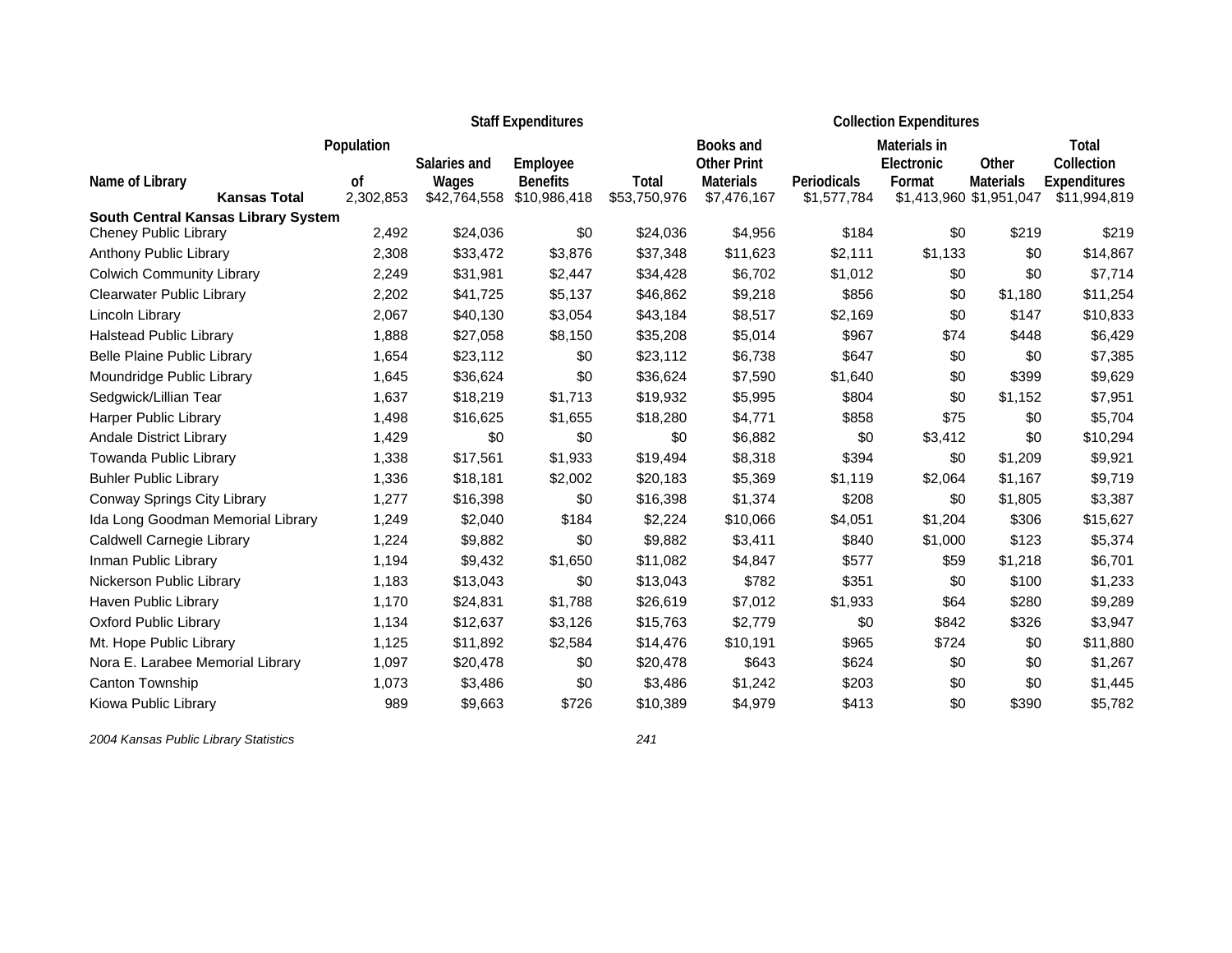| Name of Library | Population of | Staff Expenditures | | | Collection Expenditures | | | | |
|---|---|---|---|---|---|---|---|---|---|
| | | Salaries and Wages | Employee Benefits | Total | Books and Other Print Materials | Periodicals | Materials in Electronic Format | Other Materials | Total Collection Expenditures |
| **Kansas Total** | 2,302,853 | $42,764,558 | $10,986,418 | $53,750,976 | $7,476,167 | $1,577,784 | $1,413,960 | $1,951,047 | $11,994,819 |
| **South Central Kansas Library System** | | | | | | | | | |
| Cheney Public Library | 2,492 | $24,036 | $0 | $24,036 | $4,956 | $184 | $0 | $219 | $219 |
| Anthony Public Library | 2,308 | $33,472 | $3,876 | $37,348 | $11,623 | $2,111 | $1,133 | $0 | $14,867 |
| Colwich Community Library | 2,249 | $31,981 | $2,447 | $34,428 | $6,702 | $1,012 | $0 | $0 | $7,714 |
| Clearwater Public Library | 2,202 | $41,725 | $5,137 | $46,862 | $9,218 | $856 | $0 | $1,180 | $11,254 |
| Lincoln Library | 2,067 | $40,130 | $3,054 | $43,184 | $8,517 | $2,169 | $0 | $147 | $10,833 |
| Halstead Public Library | 1,888 | $27,058 | $8,150 | $35,208 | $5,014 | $967 | $74 | $448 | $6,429 |
| Belle Plaine Public Library | 1,654 | $23,112 | $0 | $23,112 | $6,738 | $647 | $0 | $0 | $7,385 |
| Moundridge Public Library | 1,645 | $36,624 | $0 | $36,624 | $7,590 | $1,640 | $0 | $399 | $9,629 |
| Sedgwick/Lillian Tear | 1,637 | $18,219 | $1,713 | $19,932 | $5,995 | $804 | $0 | $1,152 | $7,951 |
| Harper Public Library | 1,498 | $16,625 | $1,655 | $18,280 | $4,771 | $858 | $75 | $0 | $5,704 |
| Andale District Library | 1,429 | $0 | $0 | $0 | $6,882 | $0 | $3,412 | $0 | $10,294 |
| Towanda Public Library | 1,338 | $17,561 | $1,933 | $19,494 | $8,318 | $394 | $0 | $1,209 | $9,921 |
| Buhler Public Library | 1,336 | $18,181 | $2,002 | $20,183 | $5,369 | $1,119 | $2,064 | $1,167 | $9,719 |
| Conway Springs City Library | 1,277 | $16,398 | $0 | $16,398 | $1,374 | $208 | $0 | $1,805 | $3,387 |
| Ida Long Goodman Memorial Library | 1,249 | $2,040 | $184 | $2,224 | $10,066 | $4,051 | $1,204 | $306 | $15,627 |
| Caldwell Carnegie Library | 1,224 | $9,882 | $0 | $9,882 | $3,411 | $840 | $1,000 | $123 | $5,374 |
| Inman Public Library | 1,194 | $9,432 | $1,650 | $11,082 | $4,847 | $577 | $59 | $1,218 | $6,701 |
| Nickerson Public Library | 1,183 | $13,043 | $0 | $13,043 | $782 | $351 | $0 | $100 | $1,233 |
| Haven Public Library | 1,170 | $24,831 | $1,788 | $26,619 | $7,012 | $1,933 | $64 | $280 | $9,289 |
| Oxford Public Library | 1,134 | $12,637 | $3,126 | $15,763 | $2,779 | $0 | $842 | $326 | $3,947 |
| Mt. Hope Public Library | 1,125 | $11,892 | $2,584 | $14,476 | $10,191 | $965 | $724 | $0 | $11,880 |
| Nora E. Larabee Memorial Library | 1,097 | $20,478 | $0 | $20,478 | $643 | $624 | $0 | $0 | $1,267 |
| Canton Township | 1,073 | $3,486 | $0 | $3,486 | $1,242 | $203 | $0 | $0 | $1,445 |
| Kiowa Public Library | 989 | $9,663 | $726 | $10,389 | $4,979 | $413 | $0 | $390 | $5,782 |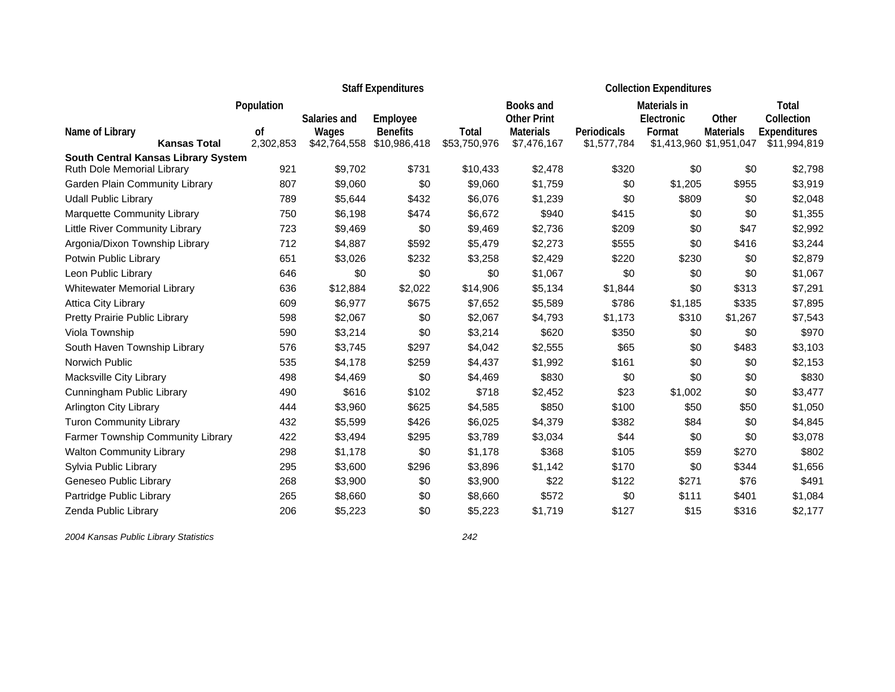| Name of Library | Population of | Staff Expenditures | | | Collection Expenditures | | | | |
|---|---|---|---|---|---|---|---|---|---|
| | | Salaries and Wages | Employee Benefits | Total | Books and Other Print Materials | Periodicals | Materials in Electronic Format | Other Materials | Total Collection Expenditures |
| **Kansas Total** | 2,302,853 | $42,764,558 | $10,986,418 | $53,750,976 | $7,476,167 | $1,577,784 | $1,413,960 | $1,951,047 | $11,994,819 |
| **South Central Kansas Library System** | | | | | | | | | |
| Ruth Dole Memorial Library | 921 | $9,702 | $731 | $10,433 | $2,478 | $320 | $0 | $0 | $2,798 |
| Garden Plain Community Library | 807 | $9,060 | $0 | $9,060 | $1,759 | $0 | $1,205 | $955 | $3,919 |
| Udall Public Library | 789 | $5,644 | $432 | $6,076 | $1,239 | $0 | $809 | $0 | $2,048 |
| Marquette Community Library | 750 | $6,198 | $474 | $6,672 | $940 | $415 | $0 | $0 | $1,355 |
| Little River Community Library | 723 | $9,469 | $0 | $9,469 | $2,736 | $209 | $0 | $47 | $2,992 |
| Argonia/Dixon Township Library | 712 | $4,887 | $592 | $5,479 | $2,273 | $555 | $0 | $416 | $3,244 |
| Potwin Public Library | 651 | $3,026 | $232 | $3,258 | $2,429 | $220 | $230 | $0 | $2,879 |
| Leon Public Library | 646 | $0 | $0 | $0 | $1,067 | $0 | $0 | $0 | $1,067 |
| Whitewater Memorial Library | 636 | $12,884 | $2,022 | $14,906 | $5,134 | $1,844 | $0 | $313 | $7,291 |
| Attica City Library | 609 | $6,977 | $675 | $7,652 | $5,589 | $786 | $1,185 | $335 | $7,895 |
| Pretty Prairie Public Library | 598 | $2,067 | $0 | $2,067 | $4,793 | $1,173 | $310 | $1,267 | $7,543 |
| Viola Township | 590 | $3,214 | $0 | $3,214 | $620 | $350 | $0 | $0 | $970 |
| South Haven Township Library | 576 | $3,745 | $297 | $4,042 | $2,555 | $65 | $0 | $483 | $3,103 |
| Norwich Public | 535 | $4,178 | $259 | $4,437 | $1,992 | $161 | $0 | $0 | $2,153 |
| Macksville City Library | 498 | $4,469 | $0 | $4,469 | $830 | $0 | $0 | $0 | $830 |
| Cunningham Public Library | 490 | $616 | $102 | $718 | $2,452 | $23 | $1,002 | $0 | $3,477 |
| Arlington City Library | 444 | $3,960 | $625 | $4,585 | $850 | $100 | $50 | $50 | $1,050 |
| Turon Community Library | 432 | $5,599 | $426 | $6,025 | $4,379 | $382 | $84 | $0 | $4,845 |
| Farmer Township Community Library | 422 | $3,494 | $295 | $3,789 | $3,034 | $44 | $0 | $0 | $3,078 |
| Walton Community Library | 298 | $1,178 | $0 | $1,178 | $368 | $105 | $59 | $270 | $802 |
| Sylvia Public Library | 295 | $3,600 | $296 | $3,896 | $1,142 | $170 | $0 | $344 | $1,656 |
| Geneseo Public Library | 268 | $3,900 | $0 | $3,900 | $22 | $122 | $271 | $76 | $491 |
| Partridge Public Library | 265 | $8,660 | $0 | $8,660 | $572 | $0 | $111 | $401 | $1,084 |
| Zenda Public Library | 206 | $5,223 | $0 | $5,223 | $1,719 | $127 | $15 | $316 | $2,177 |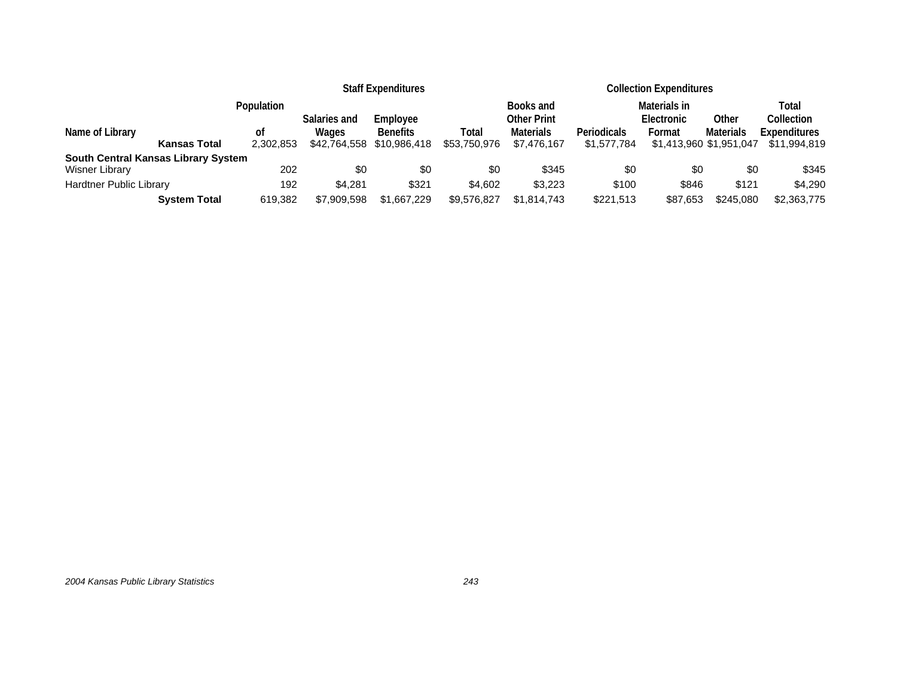| Name of Library | Population of | Staff Expenditures | | | Collection Expenditures | | | | |
|---|---|---|---|---|---|---|---|---|---|
| | | Salaries and Wages | Employee Benefits | Total | Books and Other Print Materials | Periodicals | Materials in Electronic Format | Other Materials | Total Collection Expenditures |
| **Kansas Total** | 2,302,853 | $42,764,558 | $10,986,418 | $53,750,976 | $7,476,167 | $1,577,784 | $1,413,960 | $1,951,047 | $11,994,819 |
| **South Central Kansas Library System** | | | | | | | | | |
| Wisner Library | 202 | $0 | $0 | $0 | $345 | $0 | $0 | $0 | $345 |
| Hardtner Public Library | 192 | $4,281 | $321 | $4,602 | $3,223 | $100 | $846 | $121 | $4,290 |
| **System Total** | 619,382 | $7,909,598 | $1,667,229 | $9,576,827 | $1,814,743 | $221,513 | $87,653 | $245,080 | $2,363,775 |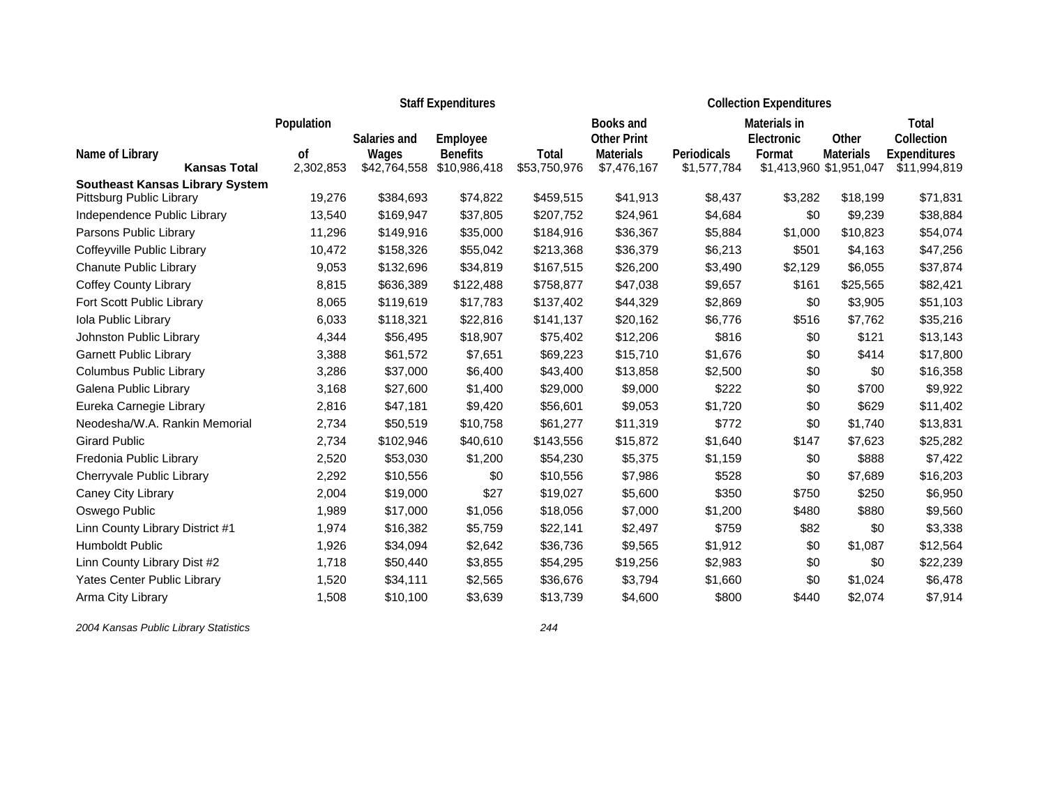| Name of Library | Population of | Staff Expenditures | | | Collection Expenditures | | | | |
|---|---|---|---|---|---|---|---|---|---|
| | | Salaries and Wages | Employee Benefits | Total | Books and Other Print Materials | Periodicals | Materials in Electronic Format | Other Materials | Total Collection Expenditures |
| **Kansas Total** | 2,302,853 | $42,764,558 | $10,986,418 | $53,750,976 | $7,476,167 | $1,577,784 | $1,413,960 | $1,951,047 | $11,994,819 |
| **Southeast Kansas Library System** | | | | | | | | | |
| Pittsburg Public Library | 19,276 | $384,693 | $74,822 | $459,515 | $41,913 | $8,437 | $3,282 | $18,199 | $71,831 |
| Independence Public Library | 13,540 | $169,947 | $37,805 | $207,752 | $24,961 | $4,684 | $0 | $9,239 | $38,884 |
| Parsons Public Library | 11,296 | $149,916 | $35,000 | $184,916 | $36,367 | $5,884 | $1,000 | $10,823 | $54,074 |
| Coffeyville Public Library | 10,472 | $158,326 | $55,042 | $213,368 | $36,379 | $6,213 | $501 | $4,163 | $47,256 |
| Chanute Public Library | 9,053 | $132,696 | $34,819 | $167,515 | $26,200 | $3,490 | $2,129 | $6,055 | $37,874 |
| Coffey County Library | 8,815 | $636,389 | $122,488 | $758,877 | $47,038 | $9,657 | $161 | $25,565 | $82,421 |
| Fort Scott Public Library | 8,065 | $119,619 | $17,783 | $137,402 | $44,329 | $2,869 | $0 | $3,905 | $51,103 |
| Iola Public Library | 6,033 | $118,321 | $22,816 | $141,137 | $20,162 | $6,776 | $516 | $7,762 | $35,216 |
| Johnston Public Library | 4,344 | $56,495 | $18,907 | $75,402 | $12,206 | $816 | $0 | $121 | $13,143 |
| Garnett Public Library | 3,388 | $61,572 | $7,651 | $69,223 | $15,710 | $1,676 | $0 | $414 | $17,800 |
| Columbus Public Library | 3,286 | $37,000 | $6,400 | $43,400 | $13,858 | $2,500 | $0 | $0 | $16,358 |
| Galena Public Library | 3,168 | $27,600 | $1,400 | $29,000 | $9,000 | $222 | $0 | $700 | $9,922 |
| Eureka Carnegie Library | 2,816 | $47,181 | $9,420 | $56,601 | $9,053 | $1,720 | $0 | $629 | $11,402 |
| Neodesha/W.A. Rankin Memorial | 2,734 | $50,519 | $10,758 | $61,277 | $11,319 | $772 | $0 | $1,740 | $13,831 |
| Girard Public | 2,734 | $102,946 | $40,610 | $143,556 | $15,872 | $1,640 | $147 | $7,623 | $25,282 |
| Fredonia Public Library | 2,520 | $53,030 | $1,200 | $54,230 | $5,375 | $1,159 | $0 | $888 | $7,422 |
| Cherryvale Public Library | 2,292 | $10,556 | $0 | $10,556 | $7,986 | $528 | $0 | $7,689 | $16,203 |
| Caney City Library | 2,004 | $19,000 | $27 | $19,027 | $5,600 | $350 | $750 | $250 | $6,950 |
| Oswego Public | 1,989 | $17,000 | $1,056 | $18,056 | $7,000 | $1,200 | $480 | $880 | $9,560 |
| Linn County Library District #1 | 1,974 | $16,382 | $5,759 | $22,141 | $2,497 | $759 | $82 | $0 | $3,338 |
| Humboldt Public | 1,926 | $34,094 | $2,642 | $36,736 | $9,565 | $1,912 | $0 | $1,087 | $12,564 |
| Linn County Library Dist #2 | 1,718 | $50,440 | $3,855 | $54,295 | $19,256 | $2,983 | $0 | $0 | $22,239 |
| Yates Center Public Library | 1,520 | $34,111 | $2,565 | $36,676 | $3,794 | $1,660 | $0 | $1,024 | $6,478 |
| Arma City Library | 1,508 | $10,100 | $3,639 | $13,739 | $4,600 | $800 | $440 | $2,074 | $7,914 |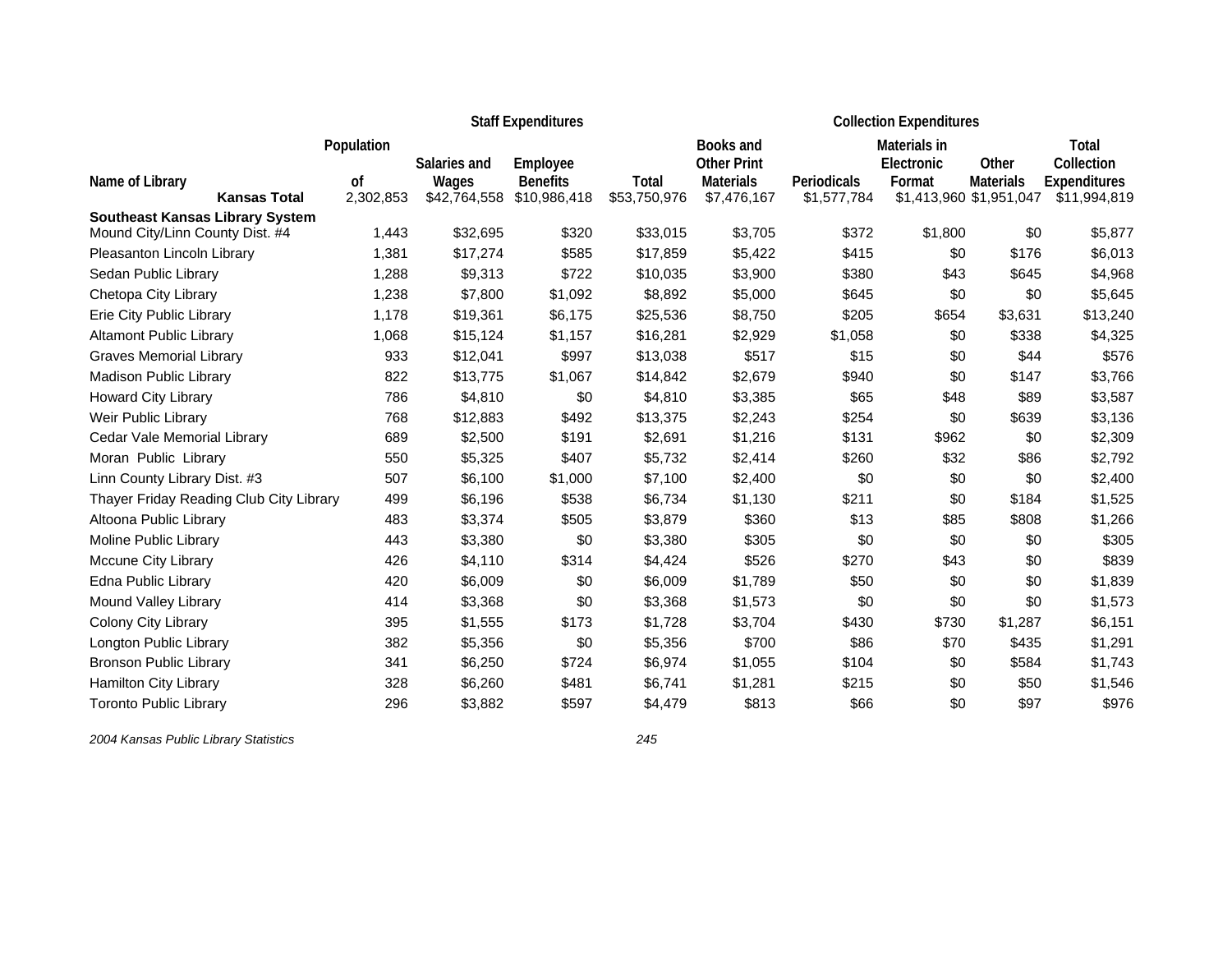| Name of Library | Population of | Staff Expenditures | | | Collection Expenditures | | | | |
|---|---|---|---|---|---|---|---|---|---|
| | | Salaries and Wages | Employee Benefits | Total | Books and Other Print Materials | Periodicals | Materials in Electronic Format | Other Materials | Total Collection Expenditures |
| **Kansas Total** | 2,302,853 | $42,764,558 | $10,986,418 | $53,750,976 | $7,476,167 | $1,577,784 | $1,413,960 | $1,951,047 | $11,994,819 |
| **Southeast Kansas Library System** | | | | | | | | | |
| Mound City/Linn County Dist. #4 | 1,443 | $32,695 | $320 | $33,015 | $3,705 | $372 | $1,800 | $0 | $5,877 |
| Pleasanton Lincoln Library | 1,381 | $17,274 | $585 | $17,859 | $5,422 | $415 | $0 | $176 | $6,013 |
| Sedan Public Library | 1,288 | $9,313 | $722 | $10,035 | $3,900 | $380 | $43 | $645 | $4,968 |
| Chetopa City Library | 1,238 | $7,800 | $1,092 | $8,892 | $5,000 | $645 | $0 | $0 | $5,645 |
| Erie City Public Library | 1,178 | $19,361 | $6,175 | $25,536 | $8,750 | $205 | $654 | $3,631 | $13,240 |
| Altamont Public Library | 1,068 | $15,124 | $1,157 | $16,281 | $2,929 | $1,058 | $0 | $338 | $4,325 |
| Graves Memorial Library | 933 | $12,041 | $997 | $13,038 | $517 | $15 | $0 | $44 | $576 |
| Madison Public Library | 822 | $13,775 | $1,067 | $14,842 | $2,679 | $940 | $0 | $147 | $3,766 |
| Howard City Library | 786 | $4,810 | $0 | $4,810 | $3,385 | $65 | $48 | $89 | $3,587 |
| Weir Public Library | 768 | $12,883 | $492 | $13,375 | $2,243 | $254 | $0 | $639 | $3,136 |
| Cedar Vale Memorial Library | 689 | $2,500 | $191 | $2,691 | $1,216 | $131 | $962 | $0 | $2,309 |
| Moran Public Library | 550 | $5,325 | $407 | $5,732 | $2,414 | $260 | $32 | $86 | $2,792 |
| Linn County Library Dist. #3 | 507 | $6,100 | $1,000 | $7,100 | $2,400 | $0 | $0 | $0 | $2,400 |
| Thayer Friday Reading Club City Library | 499 | $6,196 | $538 | $6,734 | $1,130 | $211 | $0 | $184 | $1,525 |
| Altoona Public Library | 483 | $3,374 | $505 | $3,879 | $360 | $13 | $85 | $808 | $1,266 |
| Moline Public Library | 443 | $3,380 | $0 | $3,380 | $305 | $0 | $0 | $0 | $305 |
| Mccune City Library | 426 | $4,110 | $314 | $4,424 | $526 | $270 | $43 | $0 | $839 |
| Edna Public Library | 420 | $6,009 | $0 | $6,009 | $1,789 | $50 | $0 | $0 | $1,839 |
| Mound Valley Library | 414 | $3,368 | $0 | $3,368 | $1,573 | $0 | $0 | $0 | $1,573 |
| Colony City Library | 395 | $1,555 | $173 | $1,728 | $3,704 | $430 | $730 | $1,287 | $6,151 |
| Longton Public Library | 382 | $5,356 | $0 | $5,356 | $700 | $86 | $70 | $435 | $1,291 |
| Bronson Public Library | 341 | $6,250 | $724 | $6,974 | $1,055 | $104 | $0 | $584 | $1,743 |
| Hamilton City Library | 328 | $6,260 | $481 | $6,741 | $1,281 | $215 | $0 | $50 | $1,546 |
| Toronto Public Library | 296 | $3,882 | $597 | $4,479 | $813 | $66 | $0 | $97 | $976 |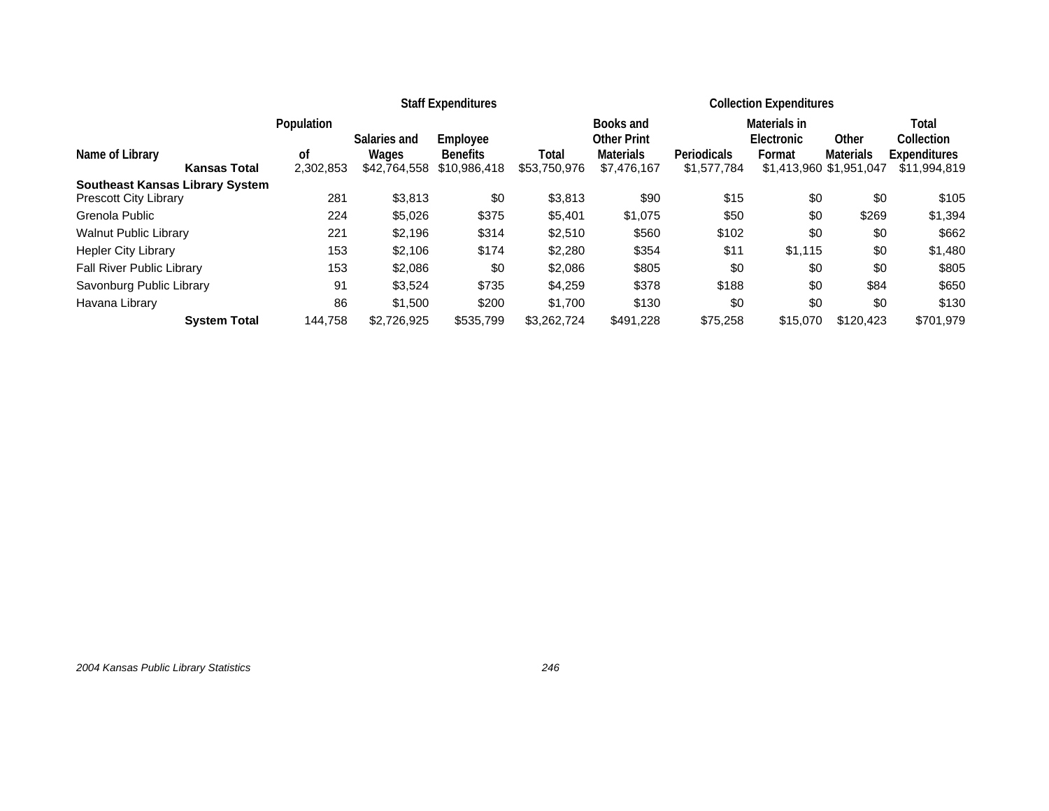| Name of Library | Population of | Staff Expenditures | | | Collection Expenditures | | | | |
|---|---|---|---|---|---|---|---|---|---|
| | | Salaries and Wages | Employee Benefits | Total | Books and Other Print Materials | Periodicals | Materials in Electronic Format | Other Materials | Total Collection Expenditures |
| **Kansas Total** | 2,302,853 | $42,764,558 | $10,986,418 | $53,750,976 | $7,476,167 | $1,577,784 | $1,413,960 | $1,951,047 | $11,994,819 |
| **Southeast Kansas Library System** | | | | | | | | | |
| Prescott City Library | 281 | $3,813 | $0 | $3,813 | $90 | $15 | $0 | $0 | $105 |
| Grenola Public | 224 | $5,026 | $375 | $5,401 | $1,075 | $50 | $0 | $269 | $1,394 |
| Walnut Public Library | 221 | $2,196 | $314 | $2,510 | $560 | $102 | $0 | $0 | $662 |
| Hepler City Library | 153 | $2,106 | $174 | $2,280 | $354 | $11 | $1,115 | $0 | $1,480 |
| Fall River Public Library | 153 | $2,086 | $0 | $2,086 | $805 | $0 | $0 | $0 | $805 |
| Savonburg Public Library | 91 | $3,524 | $735 | $4,259 | $378 | $188 | $0 | $84 | $650 |
| Havana Library | 86 | $1,500 | $200 | $1,700 | $130 | $0 | $0 | $0 | $130 |
| **System Total** | 144,758 | $2,726,925 | $535,799 | $3,262,724 | $491,228 | $75,258 | $15,070 | $120,423 | $701,979 |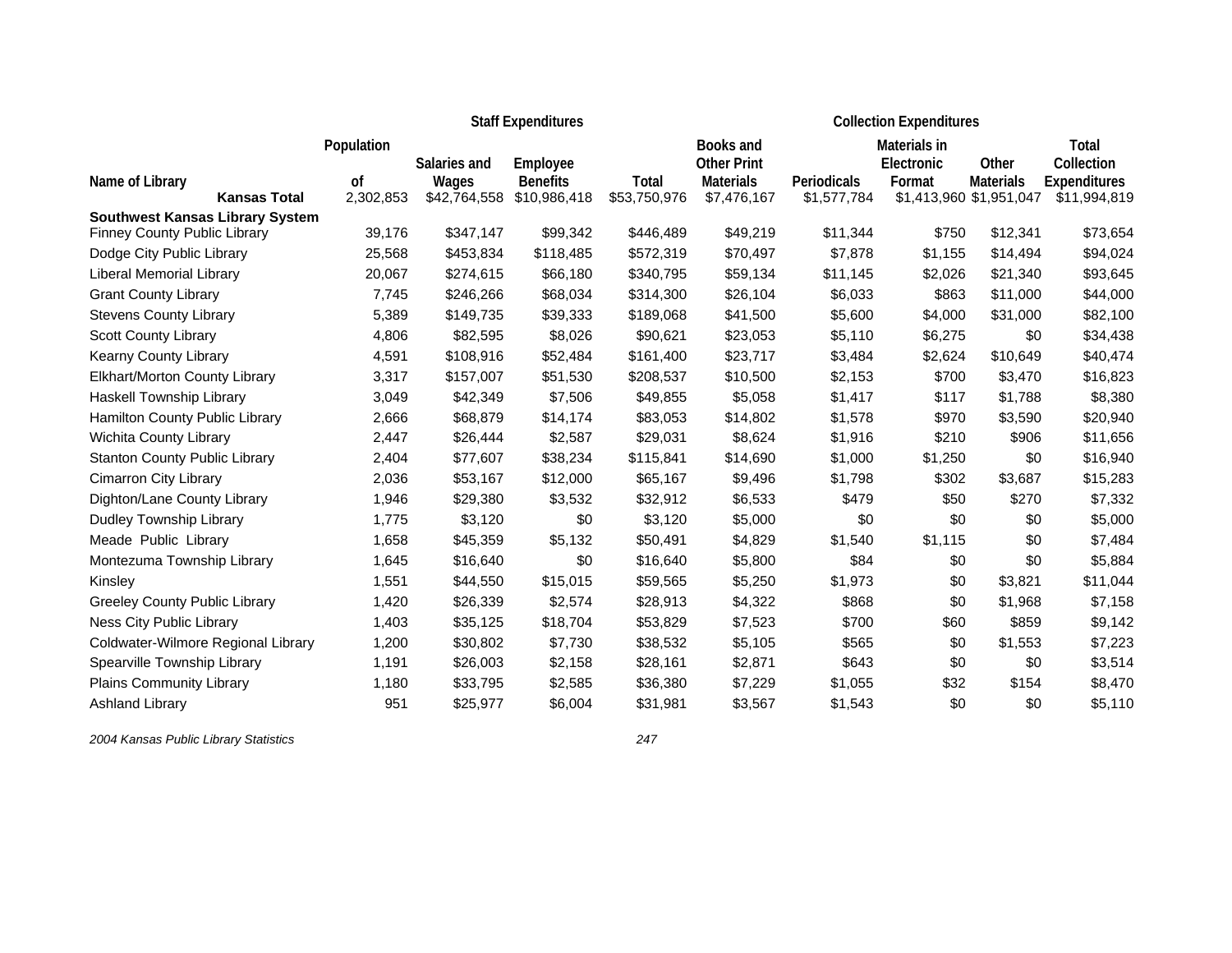| Name of Library | Population of | Staff Expenditures | | | Collection Expenditures | | | | |
|---|---|---|---|---|---|---|---|---|---|
| | | Salaries and Wages | Employee Benefits | Total | Books and Other Print Materials | Periodicals | Materials in Electronic Format | Other Materials | Total Collection Expenditures |
| **Kansas Total** | 2,302,853 | $42,764,558 | $10,986,418 | $53,750,976 | $7,476,167 | $1,577,784 | $1,413,960 | $1,951,047 | $11,994,819 |
| **Southwest Kansas Library System** | | | | | | | | | |
| Finney County Public Library | 39,176 | $347,147 | $99,342 | $446,489 | $49,219 | $11,344 | $750 | $12,341 | $73,654 |
| Dodge City Public Library | 25,568 | $453,834 | $118,485 | $572,319 | $70,497 | $7,878 | $1,155 | $14,494 | $94,024 |
| Liberal Memorial Library | 20,067 | $274,615 | $66,180 | $340,795 | $59,134 | $11,145 | $2,026 | $21,340 | $93,645 |
| Grant County Library | 7,745 | $246,266 | $68,034 | $314,300 | $26,104 | $6,033 | $863 | $11,000 | $44,000 |
| Stevens County Library | 5,389 | $149,735 | $39,333 | $189,068 | $41,500 | $5,600 | $4,000 | $31,000 | $82,100 |
| Scott County Library | 4,806 | $82,595 | $8,026 | $90,621 | $23,053 | $5,110 | $6,275 | $0 | $34,438 |
| Kearny County Library | 4,591 | $108,916 | $52,484 | $161,400 | $23,717 | $3,484 | $2,624 | $10,649 | $40,474 |
| Elkhart/Morton County Library | 3,317 | $157,007 | $51,530 | $208,537 | $10,500 | $2,153 | $700 | $3,470 | $16,823 |
| Haskell Township Library | 3,049 | $42,349 | $7,506 | $49,855 | $5,058 | $1,417 | $117 | $1,788 | $8,380 |
| Hamilton County Public Library | 2,666 | $68,879 | $14,174 | $83,053 | $14,802 | $1,578 | $970 | $3,590 | $20,940 |
| Wichita County Library | 2,447 | $26,444 | $2,587 | $29,031 | $8,624 | $1,916 | $210 | $906 | $11,656 |
| Stanton County Public Library | 2,404 | $77,607 | $38,234 | $115,841 | $14,690 | $1,000 | $1,250 | $0 | $16,940 |
| Cimarron City Library | 2,036 | $53,167 | $12,000 | $65,167 | $9,496 | $1,798 | $302 | $3,687 | $15,283 |
| Dighton/Lane County Library | 1,946 | $29,380 | $3,532 | $32,912 | $6,533 | $479 | $50 | $270 | $7,332 |
| Dudley Township Library | 1,775 | $3,120 | $0 | $3,120 | $5,000 | $0 | $0 | $0 | $5,000 |
| Meade Public Library | 1,658 | $45,359 | $5,132 | $50,491 | $4,829 | $1,540 | $1,115 | $0 | $7,484 |
| Montezuma Township Library | 1,645 | $16,640 | $0 | $16,640 | $5,800 | $84 | $0 | $0 | $5,884 |
| Kinsley | 1,551 | $44,550 | $15,015 | $59,565 | $5,250 | $1,973 | $0 | $3,821 | $11,044 |
| Greeley County Public Library | 1,420 | $26,339 | $2,574 | $28,913 | $4,322 | $868 | $0 | $1,968 | $7,158 |
| Ness City Public Library | 1,403 | $35,125 | $18,704 | $53,829 | $7,523 | $700 | $60 | $859 | $9,142 |
| Coldwater-Wilmore Regional Library | 1,200 | $30,802 | $7,730 | $38,532 | $5,105 | $565 | $0 | $1,553 | $7,223 |
| Spearville Township Library | 1,191 | $26,003 | $2,158 | $28,161 | $2,871 | $643 | $0 | $0 | $3,514 |
| Plains Community Library | 1,180 | $33,795 | $2,585 | $36,380 | $7,229 | $1,055 | $32 | $154 | $8,470 |
| Ashland Library | 951 | $25,977 | $6,004 | $31,981 | $3,567 | $1,543 | $0 | $0 | $5,110 |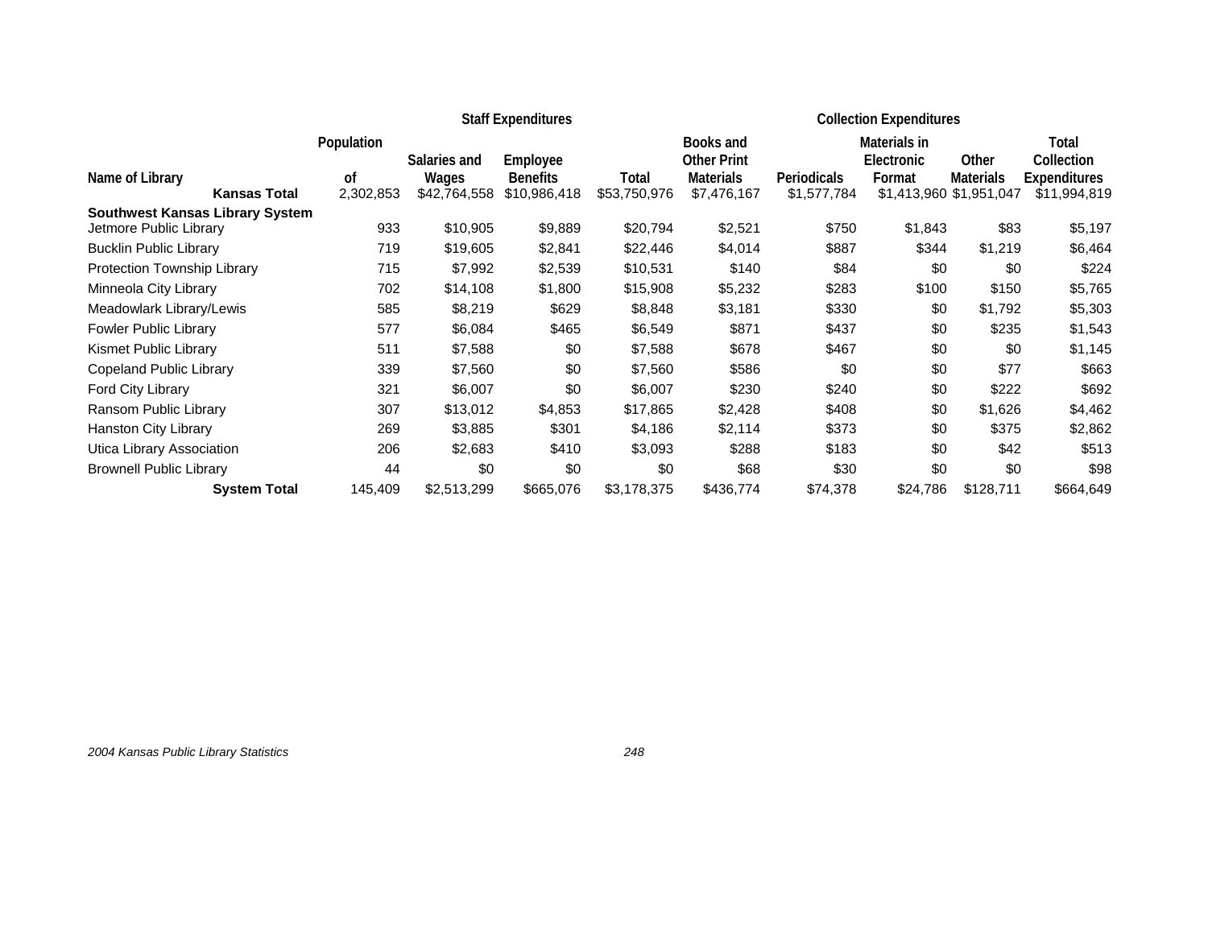| | | Staff Expenditures | | | Collection Expenditures | | | | |
|---|---|---|---|---|---|---|---|---|---|
| Name of Library | Population of | Salaries and Wages | Employee Benefits | Total | Books and Other Print Materials | Periodicals | Materials in Electronic Format | Other Materials | Total Collection Expenditures |
| **Kansas Total** | 2,302,853 | $42,764,558 | $10,986,418 | $53,750,976 | $7,476,167 | $1,577,784 | $1,413,960 | $1,951,047 | $11,994,819 |
| **Southwest Kansas Library System** | | | | | | | | | |
| Jetmore Public Library | 933 | $10,905 | $9,889 | $20,794 | $2,521 | $750 | $1,843 | $83 | $5,197 |
| Bucklin Public Library | 719 | $19,605 | $2,841 | $22,446 | $4,014 | $887 | $344 | $1,219 | $6,464 |
| Protection Township Library | 715 | $7,992 | $2,539 | $10,531 | $140 | $84 | $0 | $0 | $224 |
| Minneola City Library | 702 | $14,108 | $1,800 | $15,908 | $5,232 | $283 | $100 | $150 | $5,765 |
| Meadowlark Library/Lewis | 585 | $8,219 | $629 | $8,848 | $3,181 | $330 | $0 | $1,792 | $5,303 |
| Fowler Public Library | 577 | $6,084 | $465 | $6,549 | $871 | $437 | $0 | $235 | $1,543 |
| Kismet Public Library | 511 | $7,588 | $0 | $7,588 | $678 | $467 | $0 | $0 | $1,145 |
| Copeland Public Library | 339 | $7,560 | $0 | $7,560 | $586 | $0 | $0 | $77 | $663 |
| Ford City Library | 321 | $6,007 | $0 | $6,007 | $230 | $240 | $0 | $222 | $692 |
| Ransom Public Library | 307 | $13,012 | $4,853 | $17,865 | $2,428 | $408 | $0 | $1,626 | $4,462 |
| Hanston City Library | 269 | $3,885 | $301 | $4,186 | $2,114 | $373 | $0 | $375 | $2,862 |
| Utica Library Association | 206 | $2,683 | $410 | $3,093 | $288 | $183 | $0 | $42 | $513 |
| Brownell Public Library | 44 | $0 | $0 | $0 | $68 | $30 | $0 | $0 | $98 |
| **System Total** | 145,409 | $2,513,299 | $665,076 | $3,178,375 | $436,774 | $74,378 | $24,786 | $128,711 | $664,649 |